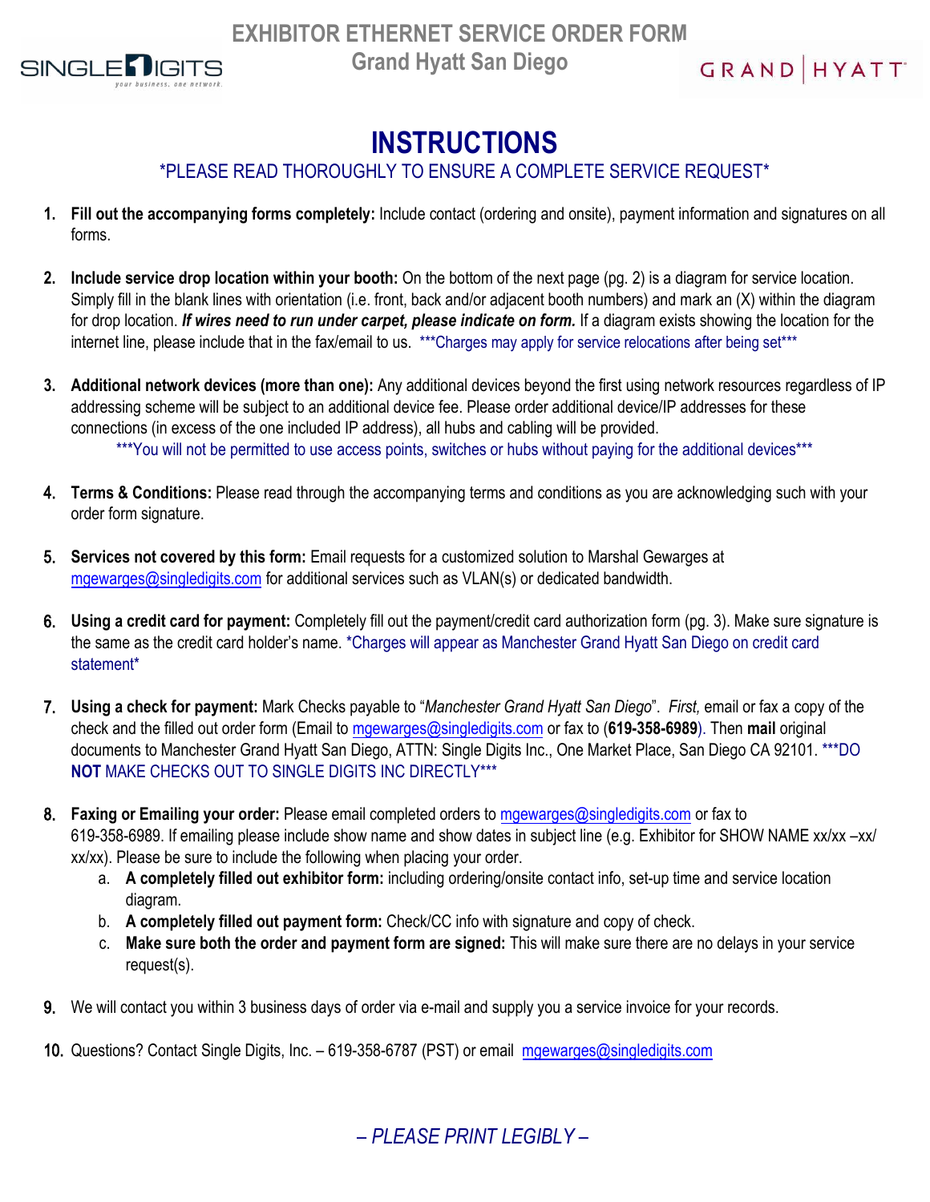# EXHIBITOR ETHERNET SERVICE ORDER FORM

## Grand Hyatt San Diego

# INSTRUCTIONS

*PLEASE READ THOROUGHLY TO ENSURE A COMPLETE SERVICE REQUEST*

1. **Fill out the accompanying forms completely:** Include contact (ordering and onsite), payment information and signatures on all forms.

2. **Include service drop location within your booth:** On the bottom of the next page (pg. 2) is a diagram for service location. Simply fill in the blank lines with orientation (i.e. front, back and/or adjacent booth numbers) and mark an (X) within the diagram for drop location. ***If wires need to run under carpet, please indicate on form.*** If a diagram exists showing the location for the internet line, please include that in the fax/email to us. ***Charges may apply for service relocations after being set***

3. **Additional network devices (more than one):** Any additional devices beyond the first using network resources regardless of IP addressing scheme will be subject to an additional device fee. Please order additional device/IP addresses for these connections (in excess of the one included IP address), all hubs and cabling will be provided.
   ***You will not be permitted to use access points, switches or hubs without paying for the additional devices***

4. **Terms & Conditions:** Please read through the accompanying terms and conditions as you are acknowledging such with your order form signature.

5. **Services not covered by this form:** Email requests for a customized solution to Marshal Gewarges at mgewarges@singledigits.com for additional services such as VLAN(s) or dedicated bandwidth.

6. **Using a credit card for payment:** Completely fill out the payment/credit card authorization form (pg. 3). Make sure signature is the same as the credit card holder's name. *Charges will appear as Manchester Grand Hyatt San Diego on credit card statement*

7. **Using a check for payment:** Mark Checks payable to "*Manchester Grand Hyatt San Diego*". *First,* email or fax a copy of the check and the filled out order form (Email to mgewarges@singledigits.com or fax to (**619-358-6989**). Then **mail** original documents to Manchester Grand Hyatt San Diego, ATTN: Single Digits Inc., One Market Place, San Diego CA 92101. ***DO **NOT** MAKE CHECKS OUT TO SINGLE DIGITS INC DIRECTLY***

8. **Faxing or Emailing your order:** Please email completed orders to mgewarges@singledigits.com or fax to 619-358-6989. If emailing please include show name and show dates in subject line (e.g. Exhibitor for SHOW NAME xx/xx –xx/xx/xx). Please be sure to include the following when placing your order.
   a. **A completely filled out exhibitor form:** including ordering/onsite contact info, set-up time and service location diagram.
   b. **A completely filled out payment form:** Check/CC info with signature and copy of check.
   c. **Make sure both the order and payment form are signed:** This will make sure there are no delays in your service request(s).

9. We will contact you within 3 business days of order via e-mail and supply you a service invoice for your records.

10. Questions? Contact Single Digits, Inc. – 619-358-6787 (PST) or email mgewarges@singledigits.com

*– PLEASE PRINT LEGIBLY –*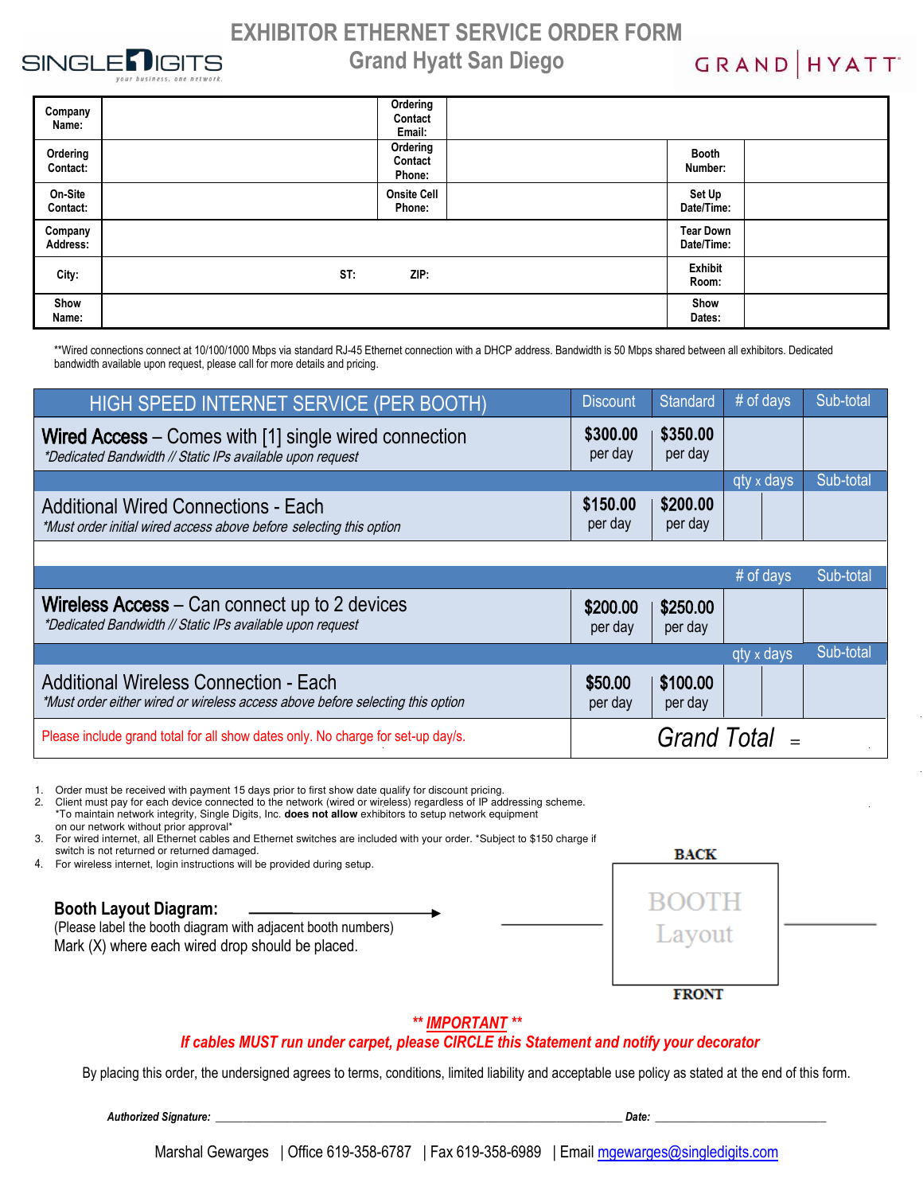# EXHIBITOR ETHERNET SERVICE ORDER FORM

## Grand Hyatt San Diego

SINGLE DIGITS *your business, one network.*

GRAND | HYATT

| Company Name: | | Ordering Contact Email: | | | |
|---|---|---|---|---|---|
| Ordering Contact: | | Ordering Contact Phone: | | Booth Number: | |
| On-Site Contact: | | Onsite Cell Phone: | | Set Up Date/Time: | |
| Company Address: | | | | Tear Down Date/Time: | |
| City: | ST: | ZIP: | | Exhibit Room: | |
| Show Name: | | | | Show Dates: | |

**Wired connections connect at 10/100/1000 Mbps via standard RJ-45 Ethernet connection with a DHCP address. Bandwidth is 50 Mbps shared between all exhibitors. Dedicated bandwidth available upon request, please call for more details and pricing.

| HIGH SPEED INTERNET SERVICE (PER BOOTH) | Discount | Standard | # of days | Sub-total |
|---|---|---|---|---|
| **Wired Access** – Comes with [1] single wired connection<br>*\*Dedicated Bandwidth // Static IPs available upon request* | **$300.00** per day | **$350.00** per day | | |
| | | | qty x days | Sub-total |
| Additional Wired Connections - Each<br>*\*Must order initial wired access above before selecting this option* | **$150.00** per day | **$200.00** per day | | |
| | | | # of days | Sub-total |
| **Wireless Access** – Can connect up to 2 devices<br>*\*Dedicated Bandwidth // Static IPs available upon request* | **$200.00** per day | **$250.00** per day | | |
| | | | qty x days | Sub-total |
| Additional Wireless Connection - Each<br>*\*Must order either wired or wireless access above before selecting this option* | **$50.00** per day | **$100.00** per day | | |
| Please include grand total for all show dates only. No charge for set-up day/s. | *Grand Total* = | | | |

1. Order must be received with payment 15 days prior to first show date qualify for discount pricing.
2. Client must pay for each device connected to the network (wired or wireless) regardless of IP addressing scheme. *To maintain network integrity, Single Digits, Inc. **does not allow** exhibitors to setup network equipment on our network without prior approval*
3. For wired internet, all Ethernet cables and Ethernet switches are included with your order. *Subject to $150 charge if switch is not returned or returned damaged.
4. For wireless internet, login instructions will be provided during setup.

**Booth Layout Diagram:**
(Please label the booth diagram with adjacent booth numbers)
Mark (X) where each wired drop should be placed.

BACK

BOOTH Layout

FRONT

**\*\* IMPORTANT \*\***

***If cables MUST run under carpet, please CIRCLE this Statement and notify your decorator***

By placing this order, the undersigned agrees to terms, conditions, limited liability and acceptable use policy as stated at the end of this form.

***Authorized Signature:*** ______________________________ ***Date:*** ____________________

Marshal Gewarges | Office 619-358-6787 | Fax 619-358-6989 | Email mgewarges@singledigits.com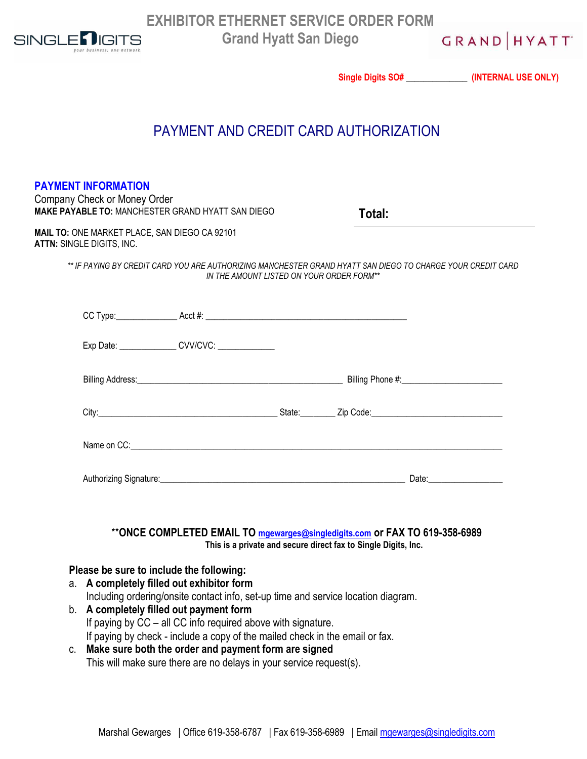# EXHIBITOR ETHERNET SERVICE ORDER FORM

## Grand Hyatt San Diego

SINGLE DIGITS *your business, one network.*

GRAND | HYATT

**Single Digits SO# _____________ (INTERNAL USE ONLY)**

## PAYMENT AND CREDIT CARD AUTHORIZATION

### PAYMENT INFORMATION

Company Check or Money Order

**MAKE PAYABLE TO:** MANCHESTER GRAND HYATT SAN DIEGO

**Total:** ____________________

**MAIL TO:** ONE MARKET PLACE, SAN DIEGO CA 92101
**ATTN:** SINGLE DIGITS, INC.

*** IF PAYING BY CREDIT CARD YOU ARE AUTHORIZING MANCHESTER GRAND HYATT SAN DIEGO TO CHARGE YOUR CREDIT CARD IN THE AMOUNT LISTED ON YOUR ORDER FORM***

CC Type:_____________ Acct #: ____________________________________________

Exp Date: ____________ CVV/CVC: ____________

Billing Address:_____________________________________________ Billing Phone #:_____________________

City:_______________________________________ State:_______ Zip Code:_____________________________

Name on CC:____________________________________________________________________________________

Authorizing Signature:_____________________________________________________ Date:________________

**\*\*ONCE COMPLETED EMAIL TO mgewarges@singledigits.com or FAX TO 619-358-6989**

**This is a private and secure direct fax to Single Digits, Inc.**

**Please be sure to include the following:**

a. **A completely filled out exhibitor form**
   Including ordering/onsite contact info, set-up time and service location diagram.
b. **A completely filled out payment form**
   If paying by CC – all CC info required above with signature.
   If paying by check - include a copy of the mailed check in the email or fax.
c. **Make sure both the order and payment form are signed**
   This will make sure there are no delays in your service request(s).

Marshal Gewarges | Office 619-358-6787 | Fax 619-358-6989 | Email mgewarges@singledigits.com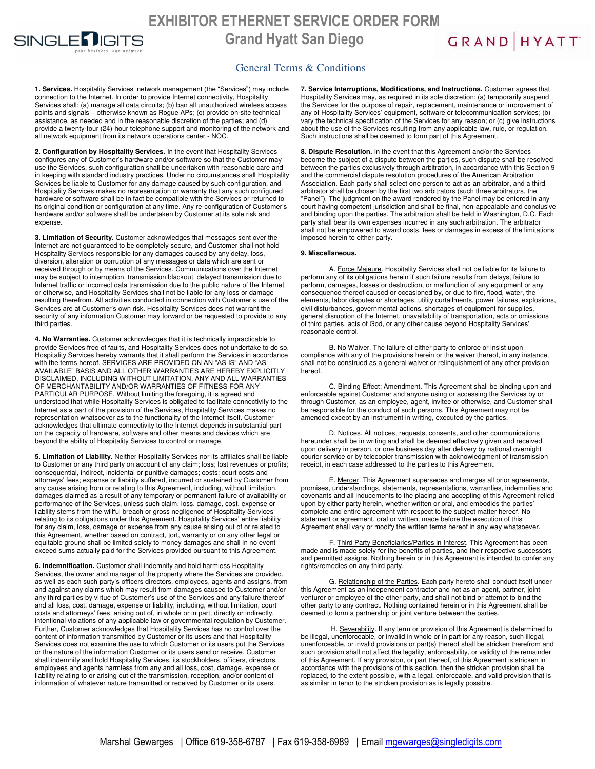# EXHIBITOR ETHERNET SERVICE ORDER FORM
## Grand Hyatt San Diego

### General Terms & Conditions

**1. Services.** Hospitality Services' network management (the "Services") may include connection to the Internet. In order to provide Internet connectivity, Hospitality Services shall: (a) manage all data circuits; (b) ban all unauthorized wireless access points and signals – otherwise known as Rogue APs; (c) provide on-site technical assistance, as needed and in the reasonable discretion of the parties; and (d) provide a twenty-four (24)-hour telephone support and monitoring of the network and all network equipment from its network operations center - NOC.

**2. Configuration by Hospitality Services.** In the event that Hospitality Services configures any of Customer's hardware and/or software so that the Customer may use the Services, such configuration shall be undertaken with reasonable care and in keeping with standard industry practices. Under no circumstances shall Hospitality Services be liable to Customer for any damage caused by such configuration, and Hospitality Services makes no representation or warranty that any such configured hardware or software shall be in fact be compatible with the Services or returned to its original condition or configuration at any time. Any re-configuration of Customer's hardware and/or software shall be undertaken by Customer at its sole risk and expense.

**3. Limitation of Security.** Customer acknowledges that messages sent over the Internet are not guaranteed to be completely secure, and Customer shall not hold Hospitality Services responsible for any damages caused by any delay, loss, diversion, alteration or corruption of any messages or data which are sent or received through or by means of the Services. Communications over the Internet may be subject to interruption, transmission blackout, delayed transmission due to Internet traffic or incorrect data transmission due to the public nature of the Internet or otherwise, and Hospitality Services shall not be liable for any loss or damage resulting therefrom. All activities conducted in connection with Customer's use of the Services are at Customer's own risk. Hospitality Services does not warrant the security of any information Customer may forward or be requested to provide to any third parties.

**4. No Warranties.** Customer acknowledges that it is technically impracticable to provide Services free of faults, and Hospitality Services does not undertake to do so. Hospitality Services hereby warrants that it shall perform the Services in accordance with the terms hereof. SERVICES ARE PROVIDED ON AN "AS IS" AND "AS AVAILABLE" BASIS AND ALL OTHER WARRANTIES ARE HEREBY EXPLICITLY DISCLAIMED, INCLUDING WITHOUT LIMITATION, ANY AND ALL WARRANTIES OF MERCHANTABILITY AND/OR WARRANTIES OF FITNESS FOR ANY PARTICULAR PURPOSE. Without limiting the foregoing, it is agreed and understood that while Hospitality Services is obligated to facilitate connectivity to the Internet as a part of the provision of the Services, Hospitality Services makes no representation whatsoever as to the functionality of the Internet itself. Customer acknowledges that ultimate connectivity to the Internet depends in substantial part on the capacity of hardware, software and other means and devices which are beyond the ability of Hospitality Services to control or manage.

**5. Limitation of Liability.** Neither Hospitality Services nor its affiliates shall be liable to Customer or any third party on account of any claim; loss; lost revenues or profits; consequential, indirect, incidental or punitive damages; costs; court costs and attorneys' fees; expense or liability suffered, incurred or sustained by Customer from any cause arising from or relating to this Agreement, including, without limitation, damages claimed as a result of any temporary or permanent failure of availability or performance of the Services, unless such claim, loss, damage, cost, expense or liability stems from the willful breach or gross negligence of Hospitality Services relating to its obligations under this Agreement. Hospitality Services' entire liability for any claim, loss, damage or expense from any cause arising out of or related to this Agreement, whether based on contract, tort, warranty or on any other legal or equitable ground shall be limited solely to money damages and shall in no event exceed sums actually paid for the Services provided pursuant to this Agreement.

**6. Indemnification.** Customer shall indemnify and hold harmless Hospitality Services, the owner and manager of the property where the Services are provided, as well as each such party's officers directors, employees, agents and assigns, from and against any claims which may result from damages caused to Customer and/or any third parties by virtue of Customer's use of the Services and any failure thereof and all loss, cost, damage, expense or liability, including, without limitation, court costs and attorneys' fees, arising out of, in whole or in part, directly or indirectly, intentional violations of any applicable law or governmental regulation by Customer. Further, Customer acknowledges that Hospitality Services has no control over the content of information transmitted by Customer or its users and that Hospitality Services does not examine the use to which Customer or its users put the Services or the nature of the information Customer or its users send or receive. Customer shall indemnify and hold Hospitality Services, its stockholders, officers, directors, employees and agents harmless from any and all loss, cost, damage, expense or liability relating to or arising out of the transmission, reception, and/or content of information of whatever nature transmitted or received by Customer or its users.

**7. Service Interruptions, Modifications, and Instructions.** Customer agrees that Hospitality Services may, as required in its sole discretion: (a) temporarily suspend the Services for the purpose of repair, replacement, maintenance or improvement of any of Hospitality Services' equipment, software or telecommunication services; (b) vary the technical specification of the Services for any reason; or (c) give instructions about the use of the Services resulting from any applicable law, rule, or regulation. Such instructions shall be deemed to form part of this Agreement.

**8. Dispute Resolution.** In the event that this Agreement and/or the Services become the subject of a dispute between the parties, such dispute shall be resolved between the parties exclusively through arbitration, in accordance with this Section 9 and the commercial dispute resolution procedures of the American Arbitration Association. Each party shall select one person to act as an arbitrator, and a third arbitrator shall be chosen by the first two arbitrators (such three arbitrators, the "Panel"). The judgment on the award rendered by the Panel may be entered in any court having competent jurisdiction and shall be final, non-appealable and conclusive and binding upon the parties. The arbitration shall be held in Washington, D.C. Each party shall bear its own expenses incurred in any such arbitration. The arbitrator shall not be empowered to award costs, fees or damages in excess of the limitations imposed herein to either party.

**9. Miscellaneous.**

A. Force Majeure. Hospitality Services shall not be liable for its failure to perform any of its obligations herein if such failure results from delays, failure to perform, damages, losses or destruction, or malfunction of any equipment or any consequence thereof caused or occasioned by, or due to fire, flood, water, the elements, labor disputes or shortages, utility curtailments, power failures, explosions, civil disturbances, governmental actions, shortages of equipment for supplies, general disruption of the Internet, unavailability of transportation, acts or omissions of third parties, acts of God, or any other cause beyond Hospitality Services' reasonable control.

B. No Waiver. The failure of either party to enforce or insist upon compliance with any of the provisions herein or the waiver thereof, in any instance, shall not be construed as a general waiver or relinquishment of any other provision hereof.

C. Binding Effect; Amendment. This Agreement shall be binding upon and enforceable against Customer and anyone using or accessing the Services by or through Customer, as an employee, agent, invitee or otherwise, and Customer shall be responsible for the conduct of such persons. This Agreement may not be amended except by an instrument in writing, executed by the parties.

D. Notices. All notices, requests, consents, and other communications hereunder shall be in writing and shall be deemed effectively given and received upon delivery in person, or one business day after delivery by national overnight courier service or by telecopier transmission with acknowledgment of transmission receipt, in each case addressed to the parties to this Agreement.

E. Merger. This Agreement supersedes and merges all prior agreements, promises, understandings, statements, representations, warranties, indemnities and covenants and all inducements to the placing and accepting of this Agreement relied upon by either party herein, whether written or oral, and embodies the parties' complete and entire agreement with respect to the subject matter hereof. No statement or agreement, oral or written, made before the execution of this Agreement shall vary or modify the written terms hereof in any way whatsoever.

F. Third Party Beneficiaries/Parties in Interest. This Agreement has been made and is made solely for the benefits of parties, and their respective successors and permitted assigns. Nothing herein or in this Agreement is intended to confer any rights/remedies on any third party.

G. Relationship of the Parties. Each party hereto shall conduct itself under this Agreement as an independent contractor and not as an agent, partner, joint venturer or employee of the other party, and shall not bind or attempt to bind the other party to any contract. Nothing contained herein or in this Agreement shall be deemed to form a partnership or joint venture between the parties.

H. Severability. If any term or provision of this Agreement is determined to be illegal, unenforceable, or invalid in whole or in part for any reason, such illegal, unenforceable, or invalid provisions or part(s) thereof shall be stricken therefrom and such provision shall not affect the legality, enforceability, or validity of the remainder of this Agreement. If any provision, or part thereof, of this Agreement is stricken in accordance with the provisions of this section, then the stricken provision shall be replaced, to the extent possible, with a legal, enforceable, and valid provision that is as similar in tenor to the stricken provision as is legally possible.

Marshal Gewarges | Office 619-358-6787 | Fax 619-358-6989 | Email mgewarges@singledigits.com